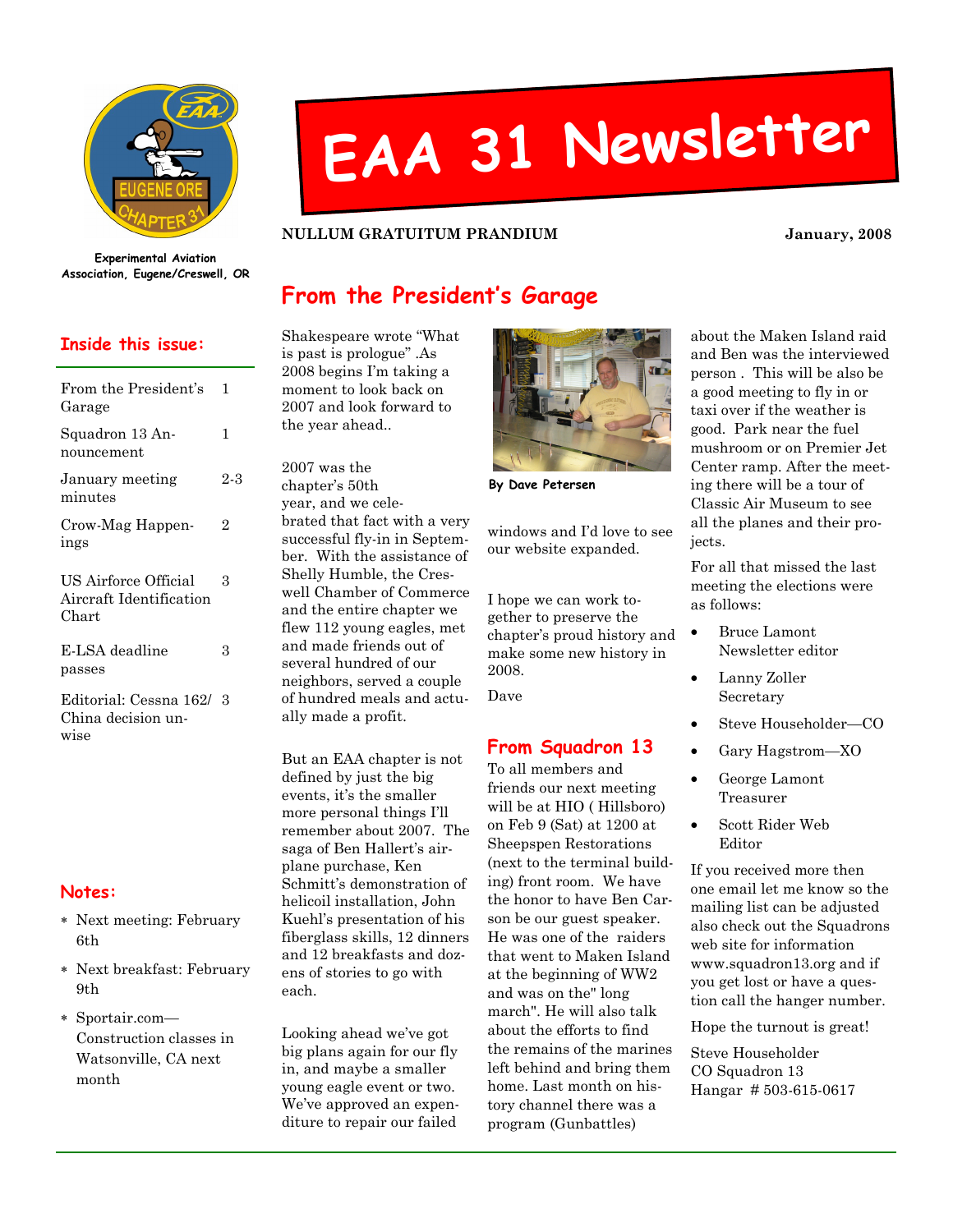# EAA 31 Newsletter

Experimental Aviation Association, Eugene/Creswell, OR

**NULLUM GRATUITUM PRANDIUM** — **January, 2008**

## Inside this issue:

| | |
|---|---|
| From the President's Garage | 1 |
| Squadron 13 Announcement | 1 |
| January meeting minutes | 2-3 |
| Crow-Mag Happenings | 2 |
| US Airforce Official Aircraft Identification Chart | 3 |
| E-LSA deadline passes | 3 |
| Editorial: Cessna 162/ China decision unwise | 3 |

## Notes:

- Next meeting: February 6th
- Next breakfast: February 9th
- Sportair.com—Construction classes in Watsonville, CA next month

## From the President's Garage

Shakespeare wrote "What is past is prologue" .As 2008 begins I'm taking a moment to look back on 2007 and look forward to the year ahead..

2007 was the chapter's 50th year, and we celebrated that fact with a very successful fly-in in September. With the assistance of Shelly Humble, the Creswell Chamber of Commerce and the entire chapter we flew 112 young eagles, met and made friends out of several hundred of our neighbors, served a couple of hundred meals and actually made a profit.

But an EAA chapter is not defined by just the big events, it's the smaller more personal things I'll remember about 2007. The saga of Ben Hallert's airplane purchase, Ken Schmitt's demonstration of helicoil installation, John Kuehl's presentation of his fiberglass skills, 12 dinners and 12 breakfasts and dozens of stories to go with each.

Looking ahead we've got big plans again for our fly in, and maybe a smaller young eagle event or two. We've approved an expenditure to repair our failed windows and I'd love to see our website expanded.

By Dave Petersen

I hope we can work together to preserve the chapter's proud history and make some new history in 2008.

Dave

## From Squadron 13

To all members and friends our next meeting will be at HIO ( Hillsboro) on Feb 9 (Sat) at 1200 at Sheepspen Restorations (next to the terminal building) front room. We have the honor to have Ben Carson be our guest speaker. He was one of the raiders that went to Maken Island at the beginning of WW2 and was on the" long march". He will also talk about the efforts to find the remains of the marines left behind and bring them home. Last month on history channel there was a program (Gunbattles) about the Maken Island raid and Ben was the interviewed person . This will be also be a good meeting to fly in or taxi over if the weather is good. Park near the fuel mushroom or on Premier Jet Center ramp. After the meeting there will be a tour of Classic Air Museum to see all the planes and their projects.

For all that missed the last meeting the elections were as follows:

- Bruce Lamont Newsletter editor
- Lanny Zoller Secretary
- Steve Householder—CO
- Gary Hagstrom—XO
- George Lamont Treasurer
- Scott Rider Web Editor

If you received more then one email let me know so the mailing list can be adjusted also check out the Squadrons web site for information www.squadron13.org and if you get lost or have a question call the hanger number.

Hope the turnout is great!

Steve Householder
CO Squadron 13
Hangar # 503-615-0617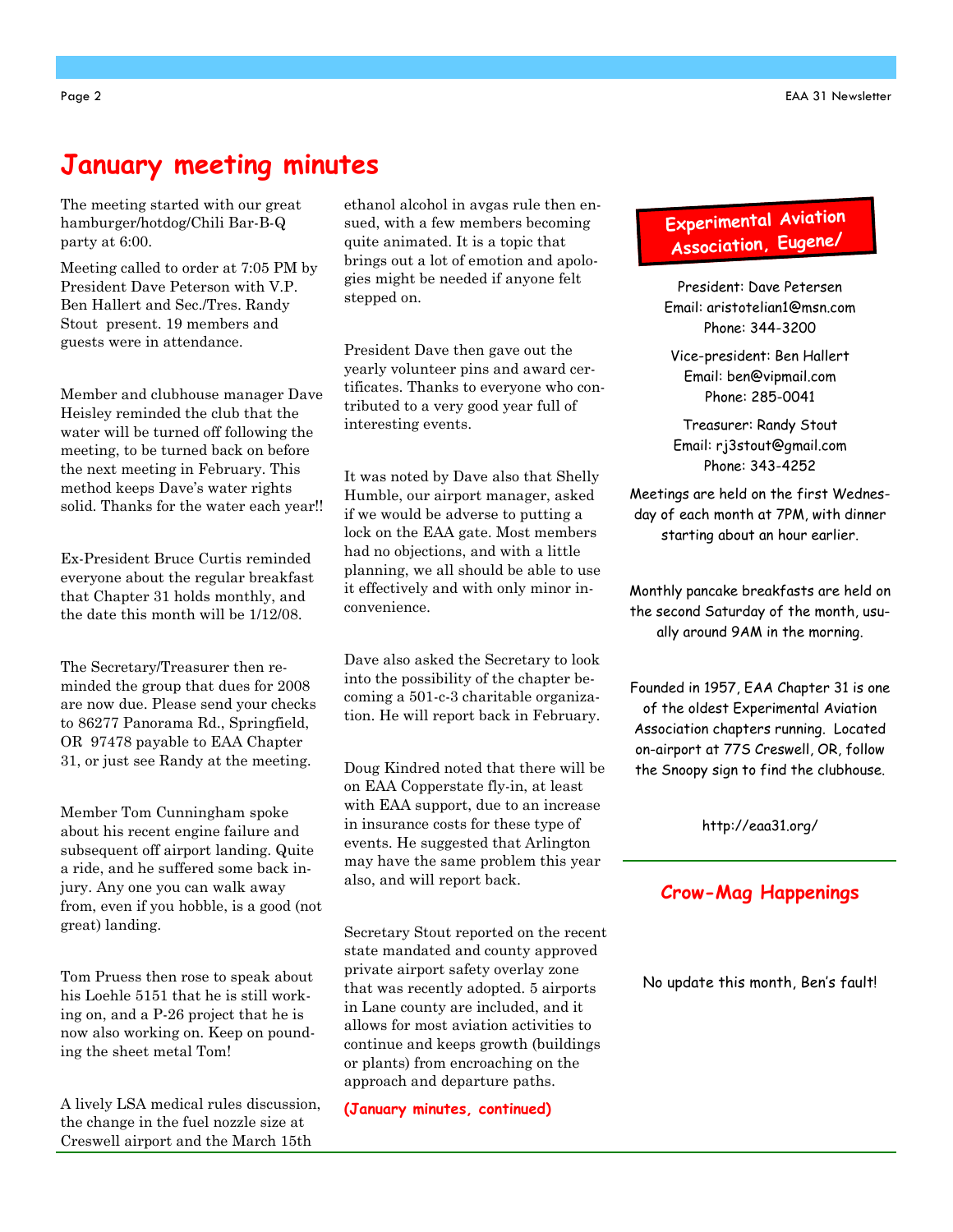# January meeting minutes

The meeting started with our great hamburger/hotdog/Chili Bar-B-Q party at 6:00.

Meeting called to order at 7:05 PM by President Dave Peterson with V.P. Ben Hallert and Sec./Tres. Randy Stout present. 19 members and guests were in attendance.

Member and clubhouse manager Dave Heisley reminded the club that the water will be turned off following the meeting, to be turned back on before the next meeting in February. This method keeps Dave's water rights solid. Thanks for the water each year!!

Ex-President Bruce Curtis reminded everyone about the regular breakfast that Chapter 31 holds monthly, and the date this month will be 1/12/08.

The Secretary/Treasurer then reminded the group that dues for 2008 are now due. Please send your checks to 86277 Panorama Rd., Springfield, OR 97478 payable to EAA Chapter 31, or just see Randy at the meeting.

Member Tom Cunningham spoke about his recent engine failure and subsequent off airport landing. Quite a ride, and he suffered some back injury. Any one you can walk away from, even if you hobble, is a good (not great) landing.

Tom Pruess then rose to speak about his Loehle 5151 that he is still working on, and a P-26 project that he is now also working on. Keep on pounding the sheet metal Tom!

A lively LSA medical rules discussion, the change in the fuel nozzle size at Creswell airport and the March 15th ethanol alcohol in avgas rule then ensued, with a few members becoming quite animated. It is a topic that brings out a lot of emotion and apologies might be needed if anyone felt stepped on.

President Dave then gave out the yearly volunteer pins and award certificates. Thanks to everyone who contributed to a very good year full of interesting events.

It was noted by Dave also that Shelly Humble, our airport manager, asked if we would be adverse to putting a lock on the EAA gate. Most members had no objections, and with a little planning, we all should be able to use it effectively and with only minor inconvenience.

Dave also asked the Secretary to look into the possibility of the chapter becoming a 501-c-3 charitable organization. He will report back in February.

Doug Kindred noted that there will be on EAA Copperstate fly-in, at least with EAA support, due to an increase in insurance costs for these type of events. He suggested that Arlington may have the same problem this year also, and will report back.

Secretary Stout reported on the recent state mandated and county approved private airport safety overlay zone that was recently adopted. 5 airports in Lane county are included, and it allows for most aviation activities to continue and keeps growth (buildings or plants) from encroaching on the approach and departure paths.

**(January minutes, continued)**

## Experimental Aviation Association, Eugene/

President: Dave Petersen
Email: aristotelian1@msn.com
Phone: 344-3200

Vice-president: Ben Hallert
Email: ben@vipmail.com
Phone: 285-0041

Treasurer: Randy Stout
Email: rj3stout@gmail.com
Phone: 343-4252

Meetings are held on the first Wednesday of each month at 7PM, with dinner starting about an hour earlier.

Monthly pancake breakfasts are held on the second Saturday of the month, usually around 9AM in the morning.

Founded in 1957, EAA Chapter 31 is one of the oldest Experimental Aviation Association chapters running. Located on-airport at 77S Creswell, OR, follow the Snoopy sign to find the clubhouse.

http://eaa31.org/

## Crow-Mag Happenings

No update this month, Ben's fault!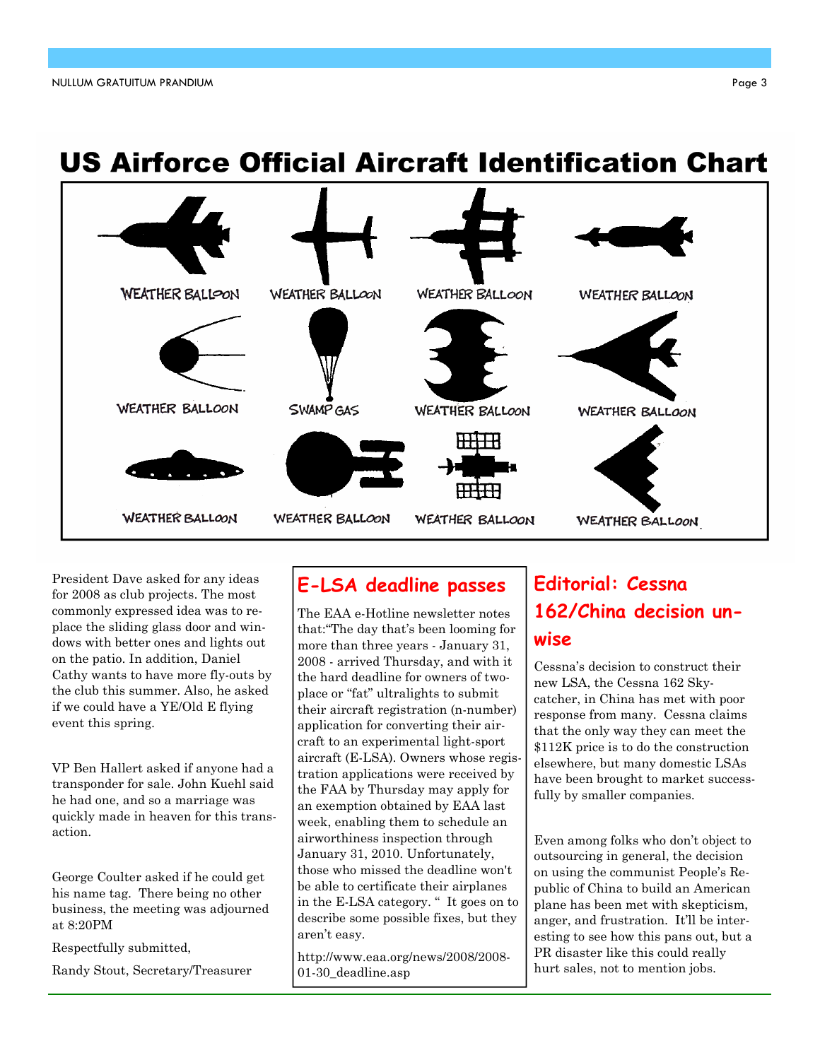# US Airforce Official Aircraft Identification Chart

WEATHER BALLOON
WEATHER BALLOON
WEATHER BALLOON
WEATHER BALLOON
WEATHER BALLOON
SWAMP GAS
WEATHER BALLOON
WEATHER BALLOON
WEATHER BALLOON
WEATHER BALLOON
WEATHER BALLOON
WEATHER BALLOON

President Dave asked for any ideas for 2008 as club projects. The most commonly expressed idea was to replace the sliding glass door and windows with better ones and lights out on the patio. In addition, Daniel Cathy wants to have more fly-outs by the club this summer. Also, he asked if we could have a YE/Old E flying event this spring.

VP Ben Hallert asked if anyone had a transponder for sale. John Kuehl said he had one, and so a marriage was quickly made in heaven for this transaction.

George Coulter asked if he could get his name tag. There being no other business, the meeting was adjourned at 8:20PM

Respectfully submitted,

Randy Stout, Secretary/Treasurer

## E-LSA deadline passes

The EAA e-Hotline newsletter notes that:"The day that's been looming for more than three years - January 31, 2008 - arrived Thursday, and with it the hard deadline for owners of two-place or "fat" ultralights to submit their aircraft registration (n-number) application for converting their aircraft to an experimental light-sport aircraft (E-LSA). Owners whose registration applications were received by the FAA by Thursday may apply for an exemption obtained by EAA last week, enabling them to schedule an airworthiness inspection through January 31, 2010. Unfortunately, those who missed the deadline won't be able to certificate their airplanes in the E-LSA category. " It goes on to describe some possible fixes, but they aren't easy.

http://www.eaa.org/news/2008/2008-01-30_deadline.asp

## Editorial: Cessna 162/China decision unwise

Cessna's decision to construct their new LSA, the Cessna 162 Skycatcher, in China has met with poor response from many. Cessna claims that the only way they can meet the $112K price is to do the construction elsewhere, but many domestic LSAs have been brought to market successfully by smaller companies.

Even among folks who don't object to outsourcing in general, the decision on using the communist People's Republic of China to build an American plane has been met with skepticism, anger, and frustration. It'll be interesting to see how this pans out, but a PR disaster like this could really hurt sales, not to mention jobs.